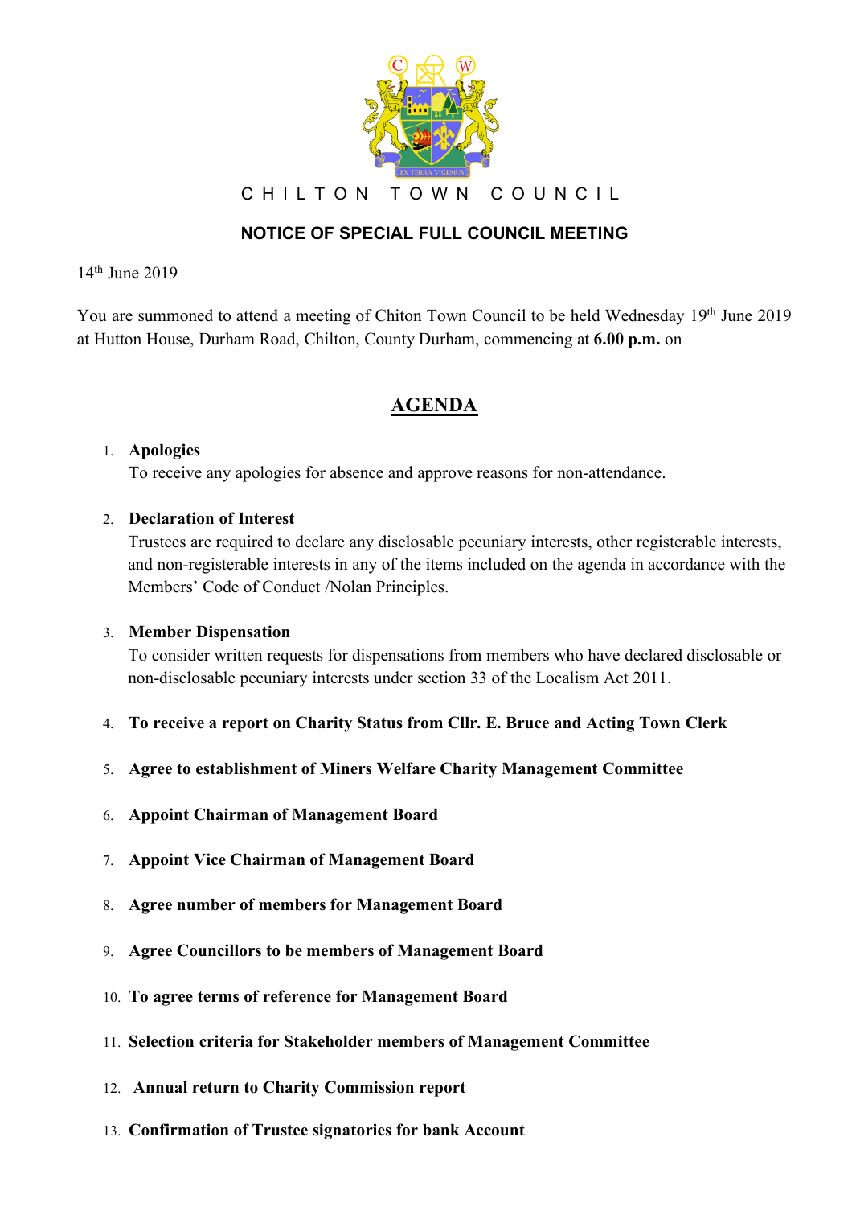CHILTON TOWN COUNCIL

## NOTICE OF SPECIAL FULL COUNCIL MEETING

14th June 2019

You are summoned to attend a meeting of Chiton Town Council to be held Wednesday 19th June 2019 at Hutton House, Durham Road, Chilton, County Durham, commencing at **6.00 p.m.** on

# AGENDA

1. **Apologies**
   To receive any apologies for absence and approve reasons for non-attendance.

2. **Declaration of Interest**
   Trustees are required to declare any disclosable pecuniary interests, other registerable interests, and non-registerable interests in any of the items included on the agenda in accordance with the Members' Code of Conduct /Nolan Principles.

3. **Member Dispensation**
   To consider written requests for dispensations from members who have declared disclosable or non-disclosable pecuniary interests under section 33 of the Localism Act 2011.

4. **To receive a report on Charity Status from Cllr. E. Bruce and Acting Town Clerk**

5. **Agree to establishment of Miners Welfare Charity Management Committee**

6. **Appoint Chairman of Management Board**

7. **Appoint Vice Chairman of Management Board**

8. **Agree number of members for Management Board**

9. **Agree Councillors to be members of Management Board**

10. **To agree terms of reference for Management Board**

11. **Selection criteria for Stakeholder members of Management Committee**

12. **Annual return to Charity Commission report**

13. **Confirmation of Trustee signatories for bank Account**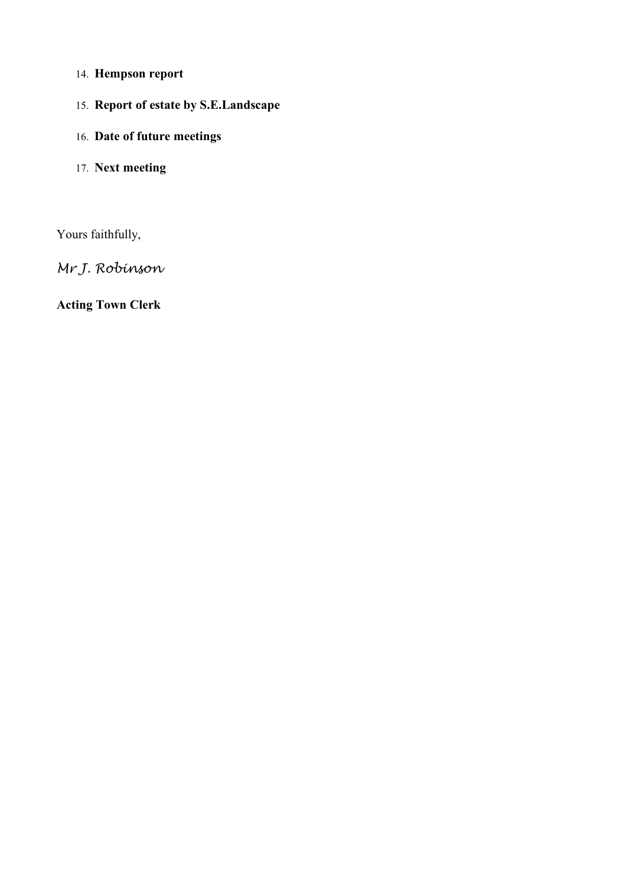14. **Hempson report**

15. **Report of estate by S.E.Landscape**

16. **Date of future meetings**

17. **Next meeting**

Yours faithfully,

*Mr J. Robinson*

**Acting Town Clerk**